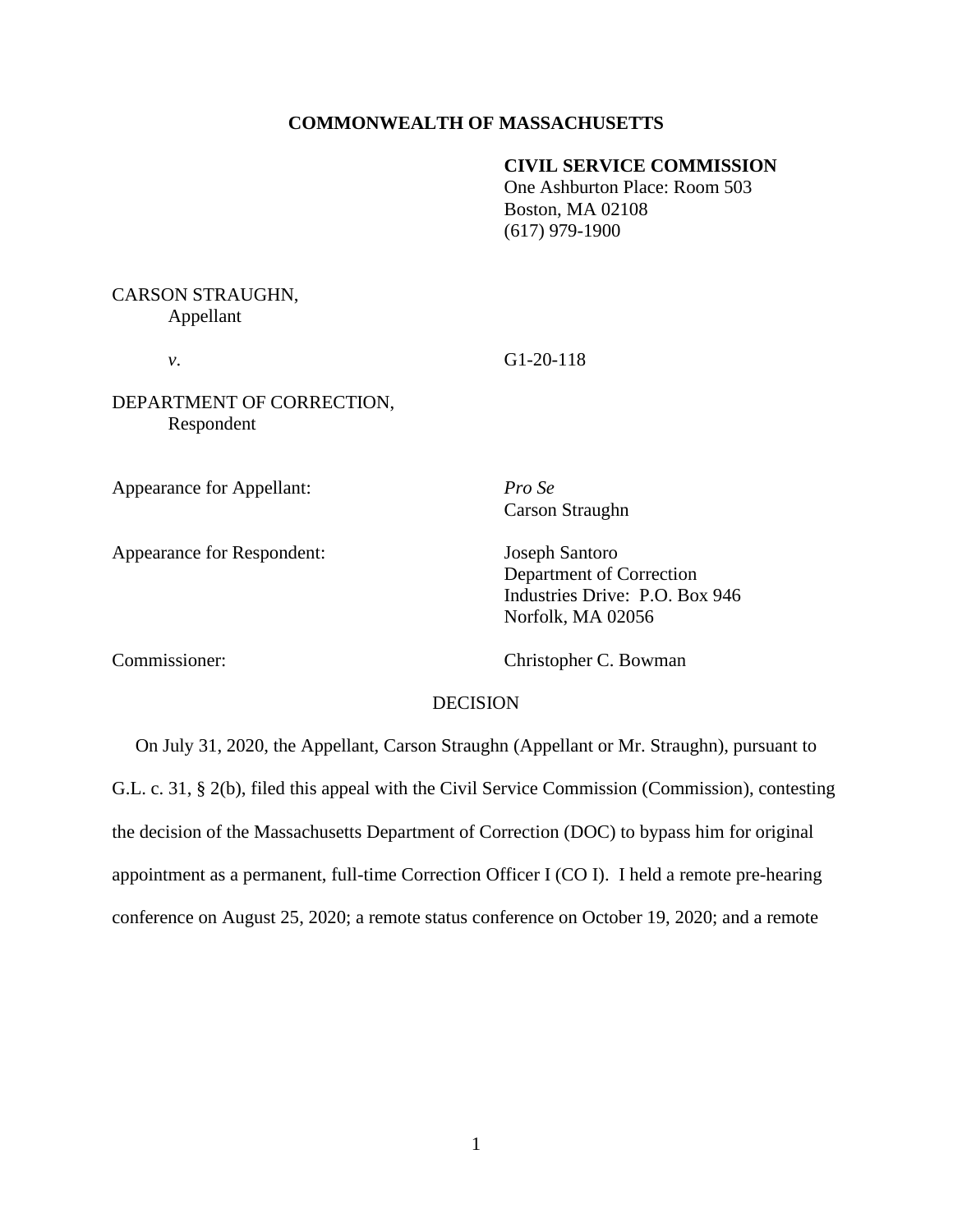**COMMONWEALTH OF MASSACHUSETTS**

**CIVIL SERVICE COMMISSION**
One Ashburton Place: Room 503
Boston, MA 02108
(617) 979-1900

CARSON STRAUGHN,
Appellant

*v.* G1-20-118

DEPARTMENT OF CORRECTION,
Respondent

| | |
|---|---|
| Appearance for Appellant: | *Pro Se*<br>Carson Straughn |
| Appearance for Respondent: | Joseph Santoro<br>Department of Correction<br>Industries Drive: P.O. Box 946<br>Norfolk, MA 02056 |
| Commissioner: | Christopher C. Bowman |

DECISION

On July 31, 2020, the Appellant, Carson Straughn (Appellant or Mr. Straughn), pursuant to G.L. c. 31, § 2(b), filed this appeal with the Civil Service Commission (Commission), contesting the decision of the Massachusetts Department of Correction (DOC) to bypass him for original appointment as a permanent, full-time Correction Officer I (CO I). I held a remote pre-hearing conference on August 25, 2020; a remote status conference on October 19, 2020; and a remote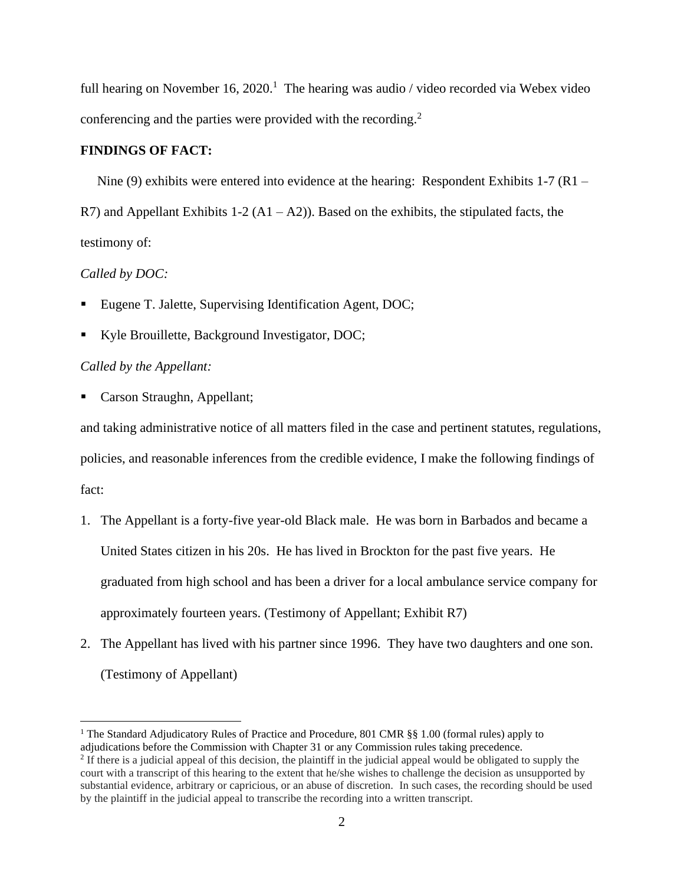full hearing on November 16, 2020.[1] The hearing was audio / video recorded via Webex video conferencing and the parties were provided with the recording.[2]

**FINDINGS OF FACT:**

Nine (9) exhibits were entered into evidence at the hearing: Respondent Exhibits 1-7 (R1 – R7) and Appellant Exhibits 1-2 (A1 – A2)). Based on the exhibits, the stipulated facts, the testimony of:

*Called by DOC:*

- Eugene T. Jalette, Supervising Identification Agent, DOC;
- Kyle Brouillette, Background Investigator, DOC;

*Called by the Appellant:*

- Carson Straughn, Appellant;

and taking administrative notice of all matters filed in the case and pertinent statutes, regulations, policies, and reasonable inferences from the credible evidence, I make the following findings of fact:

1. The Appellant is a forty-five year-old Black male. He was born in Barbados and became a United States citizen in his 20s. He has lived in Brockton for the past five years. He graduated from high school and has been a driver for a local ambulance service company for approximately fourteen years. (Testimony of Appellant; Exhibit R7)
2. The Appellant has lived with his partner since 1996. They have two daughters and one son. (Testimony of Appellant)

---

[1] The Standard Adjudicatory Rules of Practice and Procedure, 801 CMR §§ 1.00 (formal rules) apply to adjudications before the Commission with Chapter 31 or any Commission rules taking precedence.

[2] If there is a judicial appeal of this decision, the plaintiff in the judicial appeal would be obligated to supply the court with a transcript of this hearing to the extent that he/she wishes to challenge the decision as unsupported by substantial evidence, arbitrary or capricious, or an abuse of discretion. In such cases, the recording should be used by the plaintiff in the judicial appeal to transcribe the recording into a written transcript.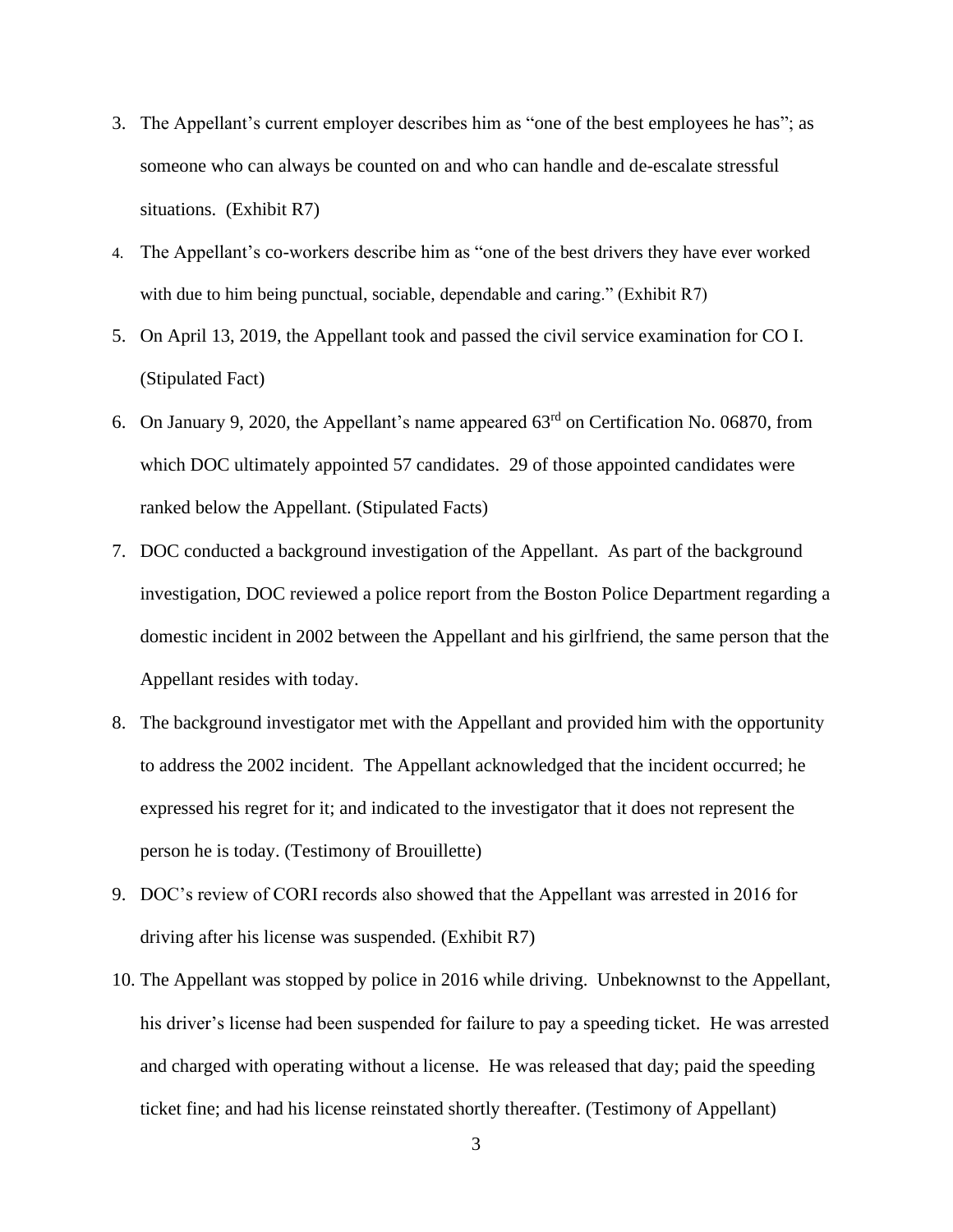3. The Appellant's current employer describes him as "one of the best employees he has"; as someone who can always be counted on and who can handle and de-escalate stressful situations. (Exhibit R7)
4. The Appellant's co-workers describe him as "one of the best drivers they have ever worked with due to him being punctual, sociable, dependable and caring." (Exhibit R7)
5. On April 13, 2019, the Appellant took and passed the civil service examination for CO I. (Stipulated Fact)
6. On January 9, 2020, the Appellant's name appeared 63rd on Certification No. 06870, from which DOC ultimately appointed 57 candidates. 29 of those appointed candidates were ranked below the Appellant. (Stipulated Facts)
7. DOC conducted a background investigation of the Appellant. As part of the background investigation, DOC reviewed a police report from the Boston Police Department regarding a domestic incident in 2002 between the Appellant and his girlfriend, the same person that the Appellant resides with today.
8. The background investigator met with the Appellant and provided him with the opportunity to address the 2002 incident. The Appellant acknowledged that the incident occurred; he expressed his regret for it; and indicated to the investigator that it does not represent the person he is today. (Testimony of Brouillette)
9. DOC's review of CORI records also showed that the Appellant was arrested in 2016 for driving after his license was suspended. (Exhibit R7)
10. The Appellant was stopped by police in 2016 while driving. Unbeknownst to the Appellant, his driver's license had been suspended for failure to pay a speeding ticket. He was arrested and charged with operating without a license. He was released that day; paid the speeding ticket fine; and had his license reinstated shortly thereafter. (Testimony of Appellant)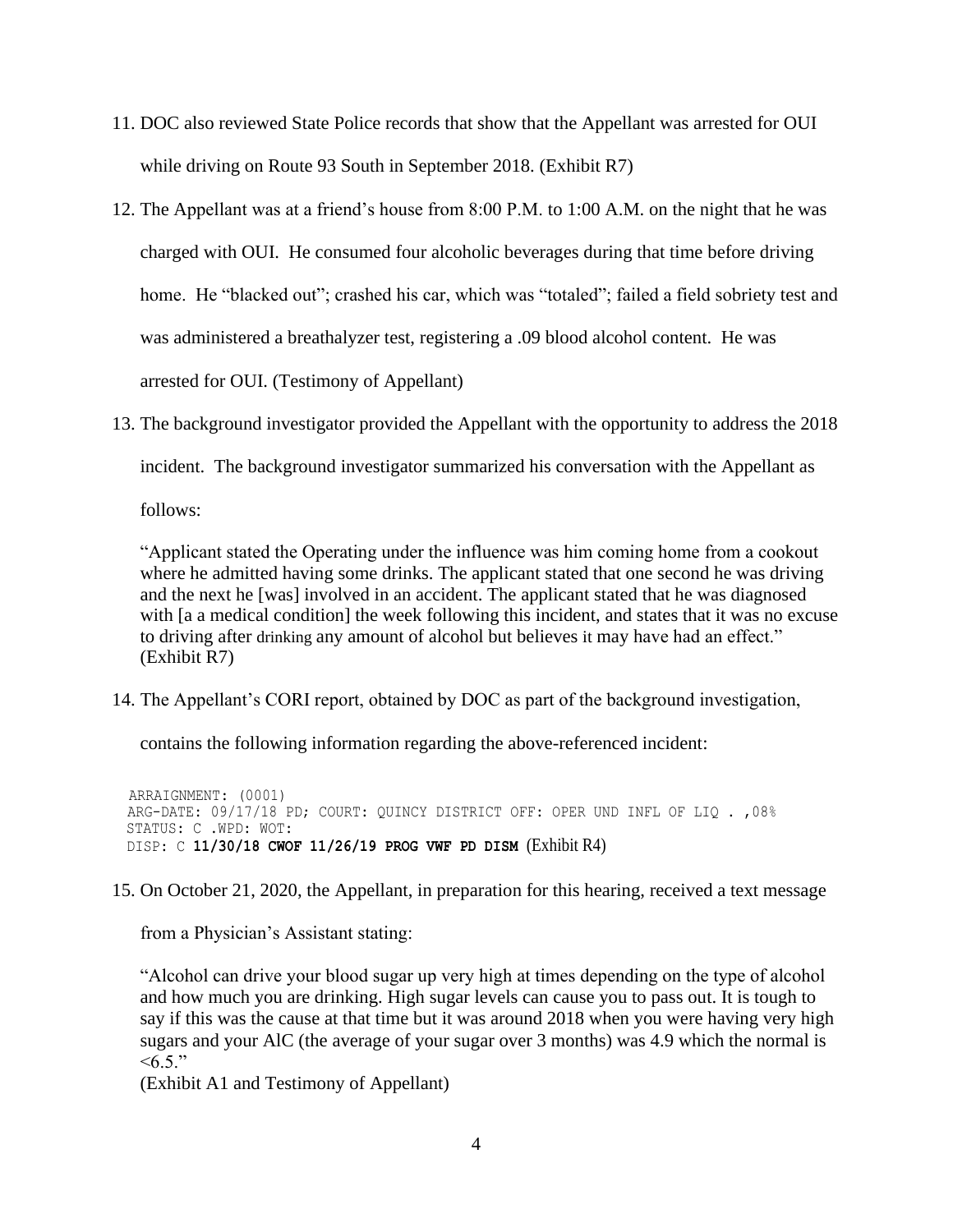11. DOC also reviewed State Police records that show that the Appellant was arrested for OUI while driving on Route 93 South in September 2018. (Exhibit R7)

12. The Appellant was at a friend's house from 8:00 P.M. to 1:00 A.M. on the night that he was charged with OUI. He consumed four alcoholic beverages during that time before driving home. He "blacked out"; crashed his car, which was "totaled"; failed a field sobriety test and was administered a breathalyzer test, registering a .09 blood alcohol content. He was arrested for OUI. (Testimony of Appellant)

13. The background investigator provided the Appellant with the opportunity to address the 2018 incident. The background investigator summarized his conversation with the Appellant as follows:

    "Applicant stated the Operating under the influence was him coming home from a cookout where he admitted having some drinks. The applicant stated that one second he was driving and the next he [was] involved in an accident. The applicant stated that he was diagnosed with [a a medical condition] the week following this incident, and states that it was no excuse to driving after drinking any amount of alcohol but believes it may have had an effect." (Exhibit R7)

14. The Appellant's CORI report, obtained by DOC as part of the background investigation, contains the following information regarding the above-referenced incident:

```
ARRAIGNMENT: (0001)
ARG-DATE: 09/17/18 PD; COURT: QUINCY DISTRICT OFF: OPER UND INFL OF LIQ . ,08%
STATUS: C .WPD: WOT:
DISP: C 11/30/18 CWOF 11/26/19 PROG VWF PD DISM (Exhibit R4)
```

15. On October 21, 2020, the Appellant, in preparation for this hearing, received a text message from a Physician's Assistant stating:

    "Alcohol can drive your blood sugar up very high at times depending on the type of alcohol and how much you are drinking. High sugar levels can cause you to pass out. It is tough to say if this was the cause at that time but it was around 2018 when you were having very high sugars and your AlC (the average of your sugar over 3 months) was 4.9 which the normal is <6.5."
    (Exhibit A1 and Testimony of Appellant)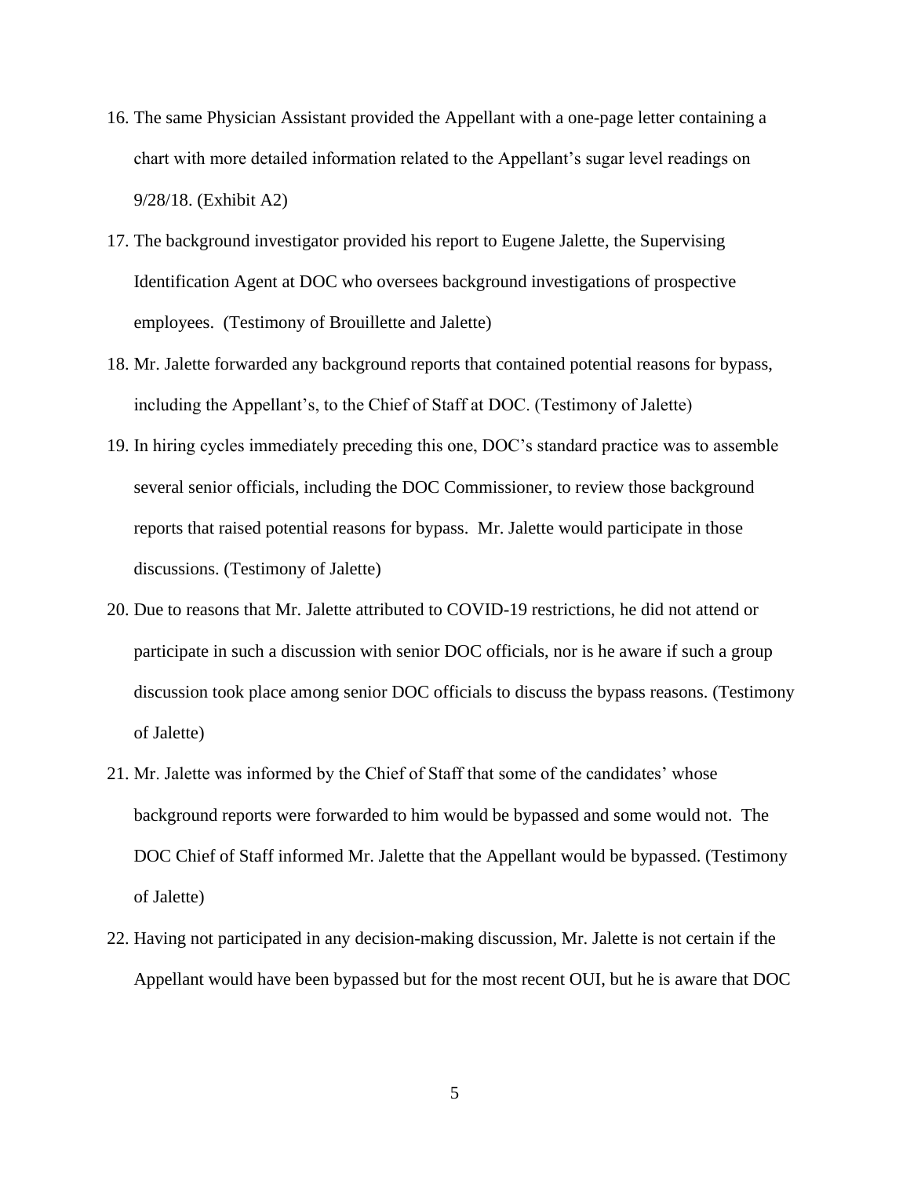16. The same Physician Assistant provided the Appellant with a one-page letter containing a chart with more detailed information related to the Appellant's sugar level readings on 9/28/18. (Exhibit A2)
17. The background investigator provided his report to Eugene Jalette, the Supervising Identification Agent at DOC who oversees background investigations of prospective employees. (Testimony of Brouillette and Jalette)
18. Mr. Jalette forwarded any background reports that contained potential reasons for bypass, including the Appellant's, to the Chief of Staff at DOC. (Testimony of Jalette)
19. In hiring cycles immediately preceding this one, DOC's standard practice was to assemble several senior officials, including the DOC Commissioner, to review those background reports that raised potential reasons for bypass. Mr. Jalette would participate in those discussions. (Testimony of Jalette)
20. Due to reasons that Mr. Jalette attributed to COVID-19 restrictions, he did not attend or participate in such a discussion with senior DOC officials, nor is he aware if such a group discussion took place among senior DOC officials to discuss the bypass reasons. (Testimony of Jalette)
21. Mr. Jalette was informed by the Chief of Staff that some of the candidates' whose background reports were forwarded to him would be bypassed and some would not. The DOC Chief of Staff informed Mr. Jalette that the Appellant would be bypassed. (Testimony of Jalette)
22. Having not participated in any decision-making discussion, Mr. Jalette is not certain if the Appellant would have been bypassed but for the most recent OUI, but he is aware that DOC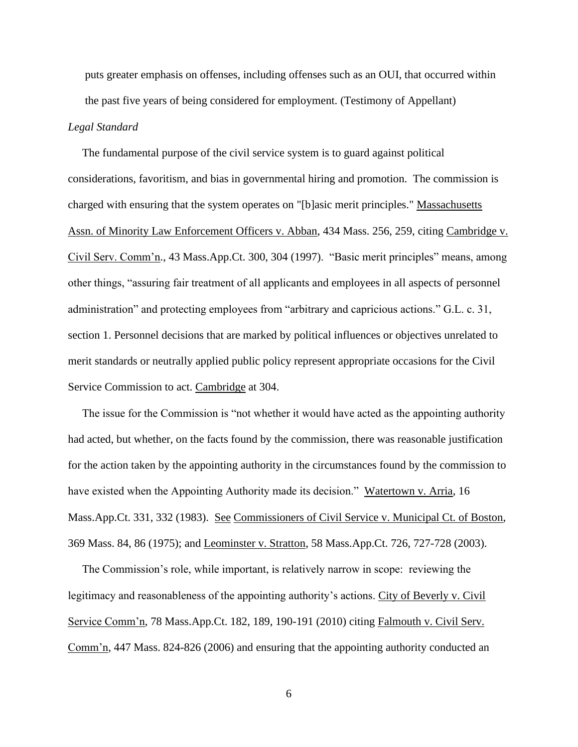puts greater emphasis on offenses, including offenses such as an OUI, that occurred within the past five years of being considered for employment. (Testimony of Appellant)

*Legal Standard*

The fundamental purpose of the civil service system is to guard against political considerations, favoritism, and bias in governmental hiring and promotion. The commission is charged with ensuring that the system operates on "[b]asic merit principles." Massachusetts Assn. of Minority Law Enforcement Officers v. Abban, 434 Mass. 256, 259, citing Cambridge v. Civil Serv. Comm'n., 43 Mass.App.Ct. 300, 304 (1997). "Basic merit principles" means, among other things, "assuring fair treatment of all applicants and employees in all aspects of personnel administration" and protecting employees from "arbitrary and capricious actions." G.L. c. 31, section 1. Personnel decisions that are marked by political influences or objectives unrelated to merit standards or neutrally applied public policy represent appropriate occasions for the Civil Service Commission to act. Cambridge at 304.

The issue for the Commission is "not whether it would have acted as the appointing authority had acted, but whether, on the facts found by the commission, there was reasonable justification for the action taken by the appointing authority in the circumstances found by the commission to have existed when the Appointing Authority made its decision." Watertown v. Arria, 16 Mass.App.Ct. 331, 332 (1983). See Commissioners of Civil Service v. Municipal Ct. of Boston, 369 Mass. 84, 86 (1975); and Leominster v. Stratton, 58 Mass.App.Ct. 726, 727-728 (2003).

The Commission's role, while important, is relatively narrow in scope: reviewing the legitimacy and reasonableness of the appointing authority's actions. City of Beverly v. Civil Service Comm'n, 78 Mass.App.Ct. 182, 189, 190-191 (2010) citing Falmouth v. Civil Serv. Comm'n, 447 Mass. 824-826 (2006) and ensuring that the appointing authority conducted an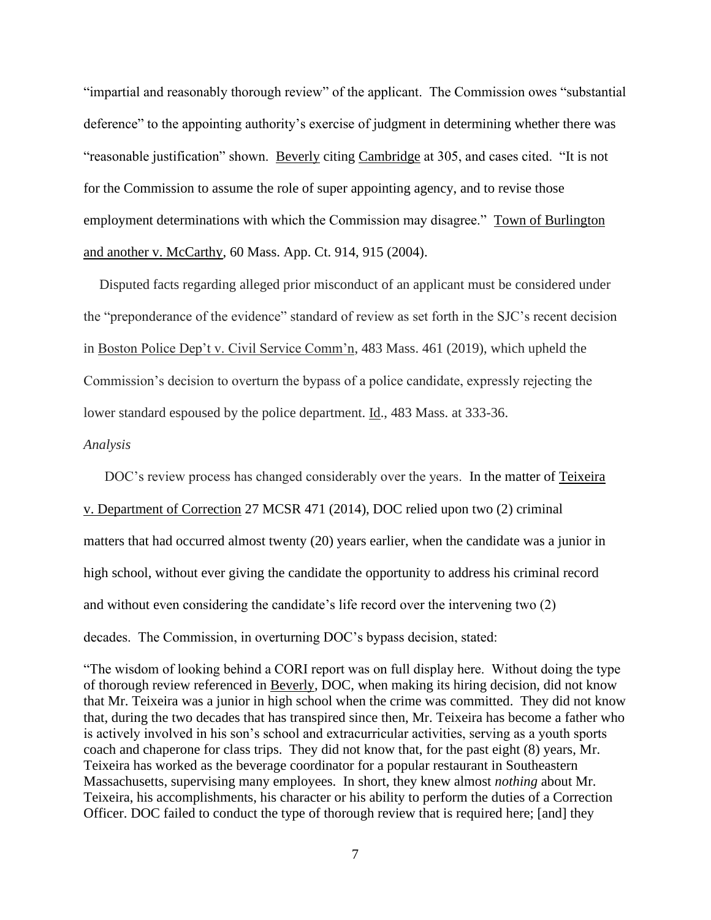"impartial and reasonably thorough review" of the applicant. The Commission owes "substantial deference" to the appointing authority's exercise of judgment in determining whether there was "reasonable justification" shown. Beverly citing Cambridge at 305, and cases cited. "It is not for the Commission to assume the role of super appointing agency, and to revise those employment determinations with which the Commission may disagree." Town of Burlington and another v. McCarthy, 60 Mass. App. Ct. 914, 915 (2004).

Disputed facts regarding alleged prior misconduct of an applicant must be considered under the "preponderance of the evidence" standard of review as set forth in the SJC's recent decision in Boston Police Dep't v. Civil Service Comm'n, 483 Mass. 461 (2019), which upheld the Commission's decision to overturn the bypass of a police candidate, expressly rejecting the lower standard espoused by the police department. Id., 483 Mass. at 333-36.

*Analysis*

DOC's review process has changed considerably over the years. In the matter of Teixeira v. Department of Correction 27 MCSR 471 (2014), DOC relied upon two (2) criminal matters that had occurred almost twenty (20) years earlier, when the candidate was a junior in high school, without ever giving the candidate the opportunity to address his criminal record and without even considering the candidate's life record over the intervening two (2) decades. The Commission, in overturning DOC's bypass decision, stated:

"The wisdom of looking behind a CORI report was on full display here. Without doing the type of thorough review referenced in Beverly, DOC, when making its hiring decision, did not know that Mr. Teixeira was a junior in high school when the crime was committed. They did not know that, during the two decades that has transpired since then, Mr. Teixeira has become a father who is actively involved in his son's school and extracurricular activities, serving as a youth sports coach and chaperone for class trips. They did not know that, for the past eight (8) years, Mr. Teixeira has worked as the beverage coordinator for a popular restaurant in Southeastern Massachusetts, supervising many employees. In short, they knew almost *nothing* about Mr. Teixeira, his accomplishments, his character or his ability to perform the duties of a Correction Officer. DOC failed to conduct the type of thorough review that is required here; [and] they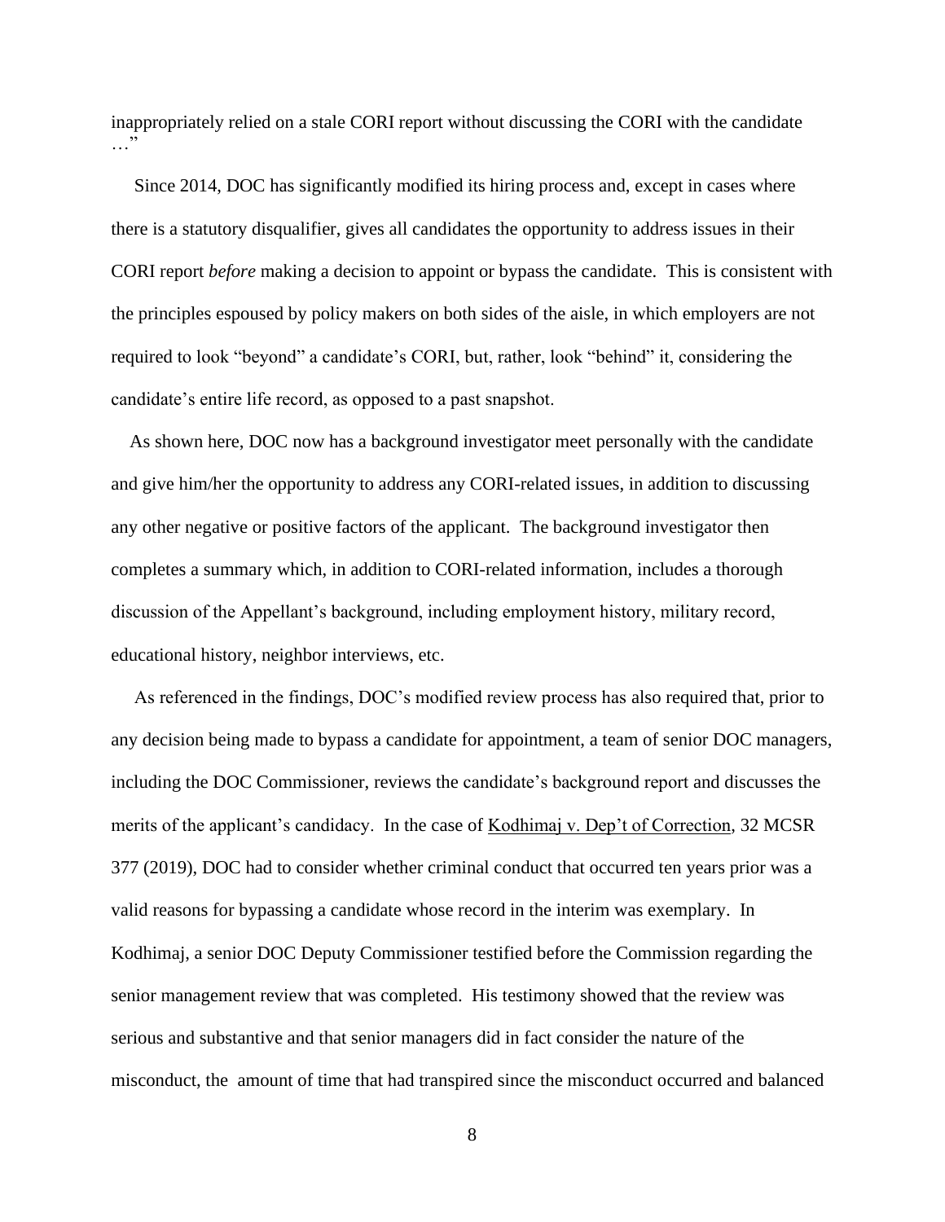inappropriately relied on a stale CORI report without discussing the CORI with the candidate …"

Since 2014, DOC has significantly modified its hiring process and, except in cases where there is a statutory disqualifier, gives all candidates the opportunity to address issues in their CORI report *before* making a decision to appoint or bypass the candidate. This is consistent with the principles espoused by policy makers on both sides of the aisle, in which employers are not required to look "beyond" a candidate's CORI, but, rather, look "behind" it, considering the candidate's entire life record, as opposed to a past snapshot.

As shown here, DOC now has a background investigator meet personally with the candidate and give him/her the opportunity to address any CORI-related issues, in addition to discussing any other negative or positive factors of the applicant. The background investigator then completes a summary which, in addition to CORI-related information, includes a thorough discussion of the Appellant's background, including employment history, military record, educational history, neighbor interviews, etc.

As referenced in the findings, DOC's modified review process has also required that, prior to any decision being made to bypass a candidate for appointment, a team of senior DOC managers, including the DOC Commissioner, reviews the candidate's background report and discusses the merits of the applicant's candidacy. In the case of Kodhimaj v. Dep't of Correction, 32 MCSR 377 (2019), DOC had to consider whether criminal conduct that occurred ten years prior was a valid reasons for bypassing a candidate whose record in the interim was exemplary. In Kodhimaj, a senior DOC Deputy Commissioner testified before the Commission regarding the senior management review that was completed. His testimony showed that the review was serious and substantive and that senior managers did in fact consider the nature of the misconduct, the amount of time that had transpired since the misconduct occurred and balanced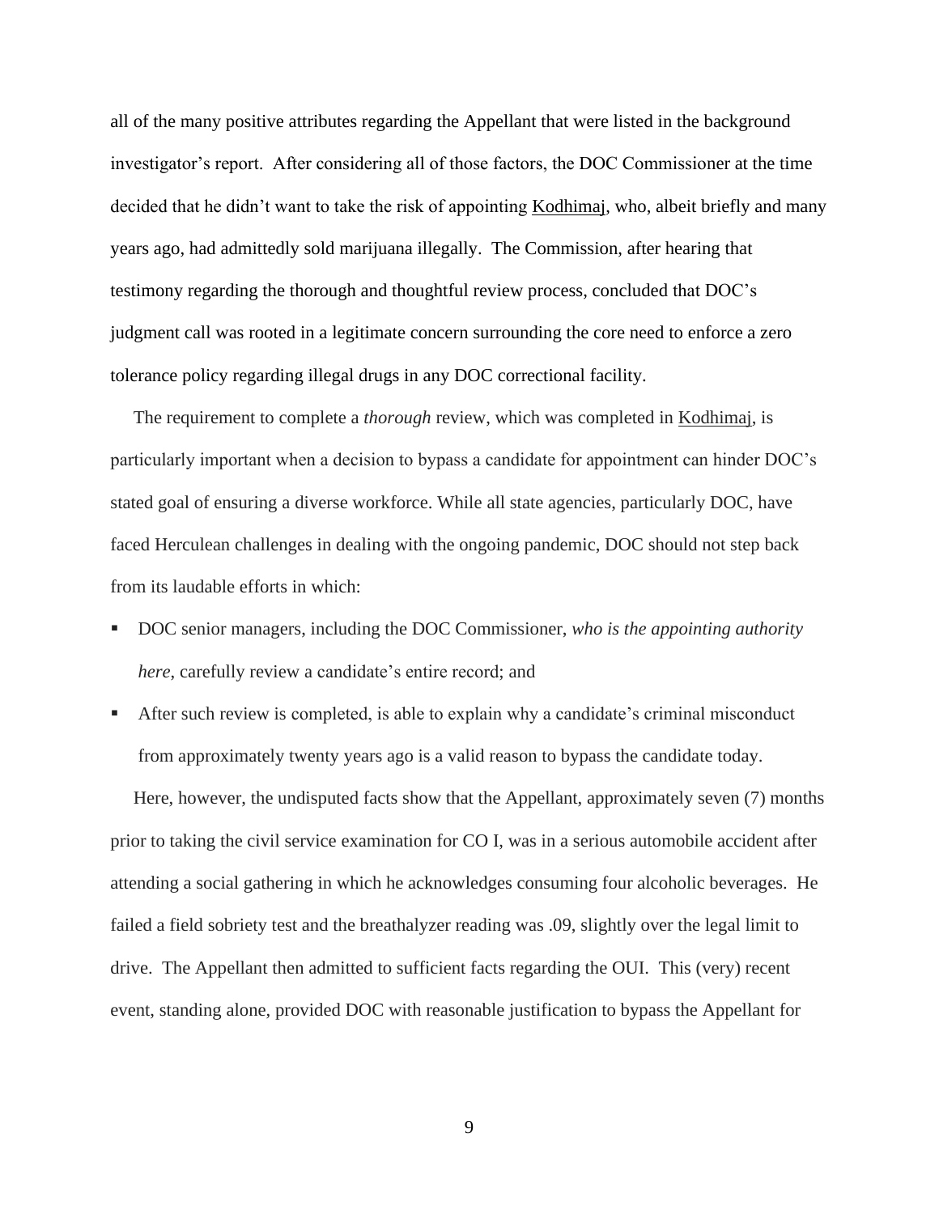all of the many positive attributes regarding the Appellant that were listed in the background investigator's report. After considering all of those factors, the DOC Commissioner at the time decided that he didn't want to take the risk of appointing Kodhimaj, who, albeit briefly and many years ago, had admittedly sold marijuana illegally. The Commission, after hearing that testimony regarding the thorough and thoughtful review process, concluded that DOC's judgment call was rooted in a legitimate concern surrounding the core need to enforce a zero tolerance policy regarding illegal drugs in any DOC correctional facility.

The requirement to complete a *thorough* review, which was completed in Kodhimaj, is particularly important when a decision to bypass a candidate for appointment can hinder DOC's stated goal of ensuring a diverse workforce. While all state agencies, particularly DOC, have faced Herculean challenges in dealing with the ongoing pandemic, DOC should not step back from its laudable efforts in which:

- DOC senior managers, including the DOC Commissioner, *who is the appointing authority here*, carefully review a candidate's entire record; and
- After such review is completed, is able to explain why a candidate's criminal misconduct from approximately twenty years ago is a valid reason to bypass the candidate today.

Here, however, the undisputed facts show that the Appellant, approximately seven (7) months prior to taking the civil service examination for CO I, was in a serious automobile accident after attending a social gathering in which he acknowledges consuming four alcoholic beverages. He failed a field sobriety test and the breathalyzer reading was .09, slightly over the legal limit to drive. The Appellant then admitted to sufficient facts regarding the OUI. This (very) recent event, standing alone, provided DOC with reasonable justification to bypass the Appellant for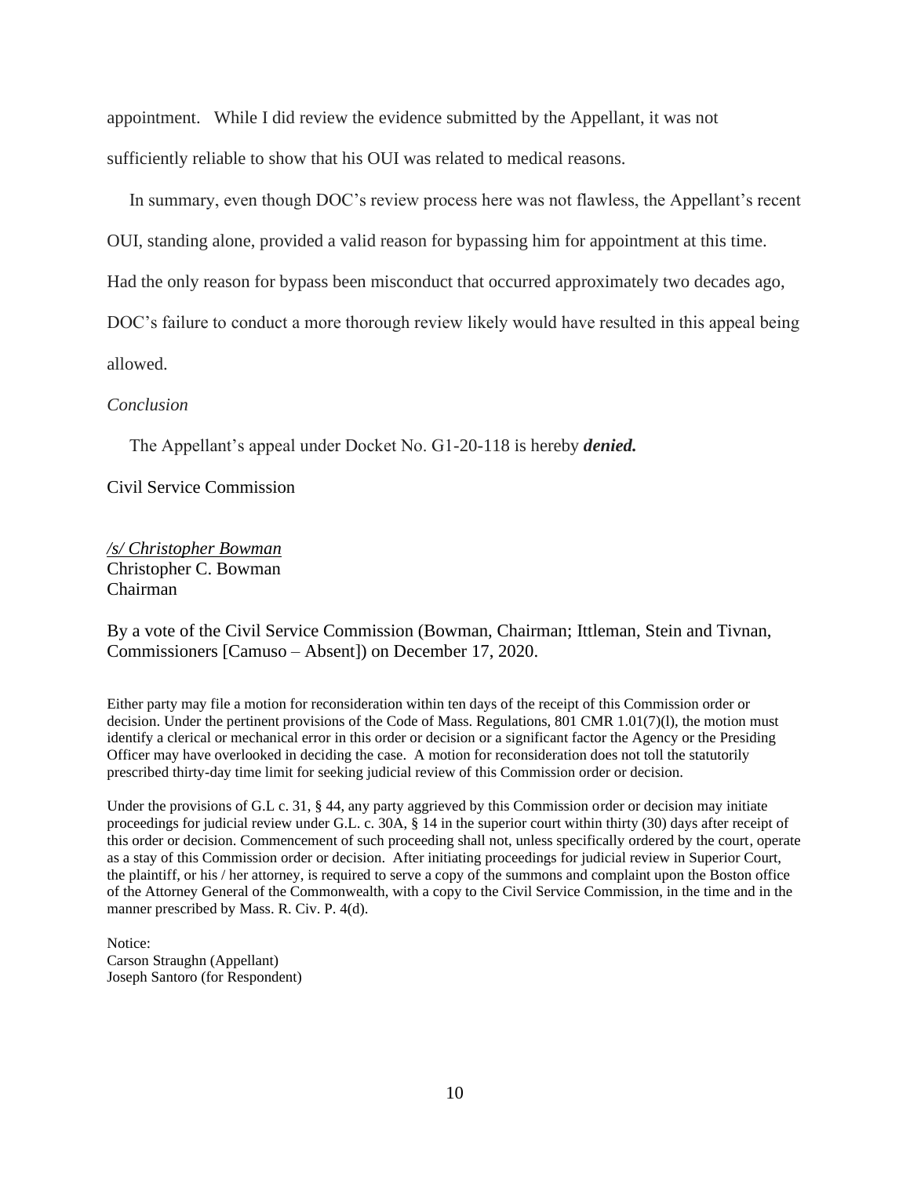appointment. While I did review the evidence submitted by the Appellant, it was not sufficiently reliable to show that his OUI was related to medical reasons.

In summary, even though DOC's review process here was not flawless, the Appellant's recent OUI, standing alone, provided a valid reason for bypassing him for appointment at this time. Had the only reason for bypass been misconduct that occurred approximately two decades ago, DOC's failure to conduct a more thorough review likely would have resulted in this appeal being allowed.

*Conclusion*

The Appellant's appeal under Docket No. G1-20-118 is hereby ***denied.***

Civil Service Commission

*/s/ Christopher Bowman*
Christopher C. Bowman
Chairman

By a vote of the Civil Service Commission (Bowman, Chairman; Ittleman, Stein and Tivnan, Commissioners [Camuso – Absent]) on December 17, 2020.

Either party may file a motion for reconsideration within ten days of the receipt of this Commission order or decision. Under the pertinent provisions of the Code of Mass. Regulations, 801 CMR 1.01(7)(l), the motion must identify a clerical or mechanical error in this order or decision or a significant factor the Agency or the Presiding Officer may have overlooked in deciding the case. A motion for reconsideration does not toll the statutorily prescribed thirty-day time limit for seeking judicial review of this Commission order or decision.

Under the provisions of G.L c. 31, § 44, any party aggrieved by this Commission order or decision may initiate proceedings for judicial review under G.L. c. 30A, § 14 in the superior court within thirty (30) days after receipt of this order or decision. Commencement of such proceeding shall not, unless specifically ordered by the court, operate as a stay of this Commission order or decision. After initiating proceedings for judicial review in Superior Court, the plaintiff, or his / her attorney, is required to serve a copy of the summons and complaint upon the Boston office of the Attorney General of the Commonwealth, with a copy to the Civil Service Commission, in the time and in the manner prescribed by Mass. R. Civ. P. 4(d).

Notice:
Carson Straughn (Appellant)
Joseph Santoro (for Respondent)